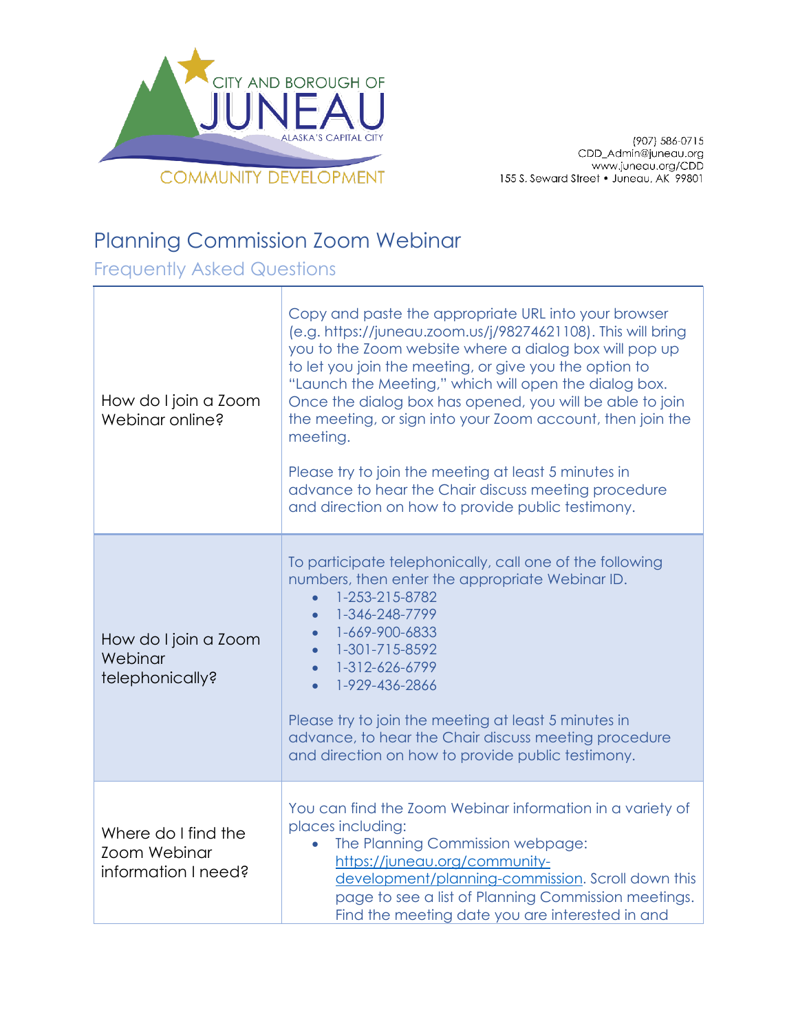CITY AND BOROUGH OF JUNEAU
ALASKA'S CAPITAL CITY
COMMUNITY DEVELOPMENT

(907) 586-0715
CDD_Admin@juneau.org
www.juneau.org/CDD
155 S. Seward Street • Juneau, AK 99801

# Planning Commission Zoom Webinar

## Frequently Asked Questions

| | |
|---|---|
| How do I join a Zoom Webinar online? | Copy and paste the appropriate URL into your browser (e.g. https://juneau.zoom.us/j/98274621108). This will bring you to the Zoom website where a dialog box will pop up to let you join the meeting, or give you the option to "Launch the Meeting," which will open the dialog box. Once the dialog box has opened, you will be able to join the meeting, or sign into your Zoom account, then join the meeting.<br><br>Please try to join the meeting at least 5 minutes in advance to hear the Chair discuss meeting procedure and direction on how to provide public testimony. |
| How do I join a Zoom Webinar telephonically? | To participate telephonically, call one of the following numbers, then enter the appropriate Webinar ID.<br>• 1-253-215-8782<br>• 1-346-248-7799<br>• 1-669-900-6833<br>• 1-301-715-8592<br>• 1-312-626-6799<br>• 1-929-436-2866<br><br>Please try to join the meeting at least 5 minutes in advance, to hear the Chair discuss meeting procedure and direction on how to provide public testimony. |
| Where do I find the Zoom Webinar information I need? | You can find the Zoom Webinar information in a variety of places including:<br>• The Planning Commission webpage: https://juneau.org/community-development/planning-commission. Scroll down this page to see a list of Planning Commission meetings. Find the meeting date you are interested in and |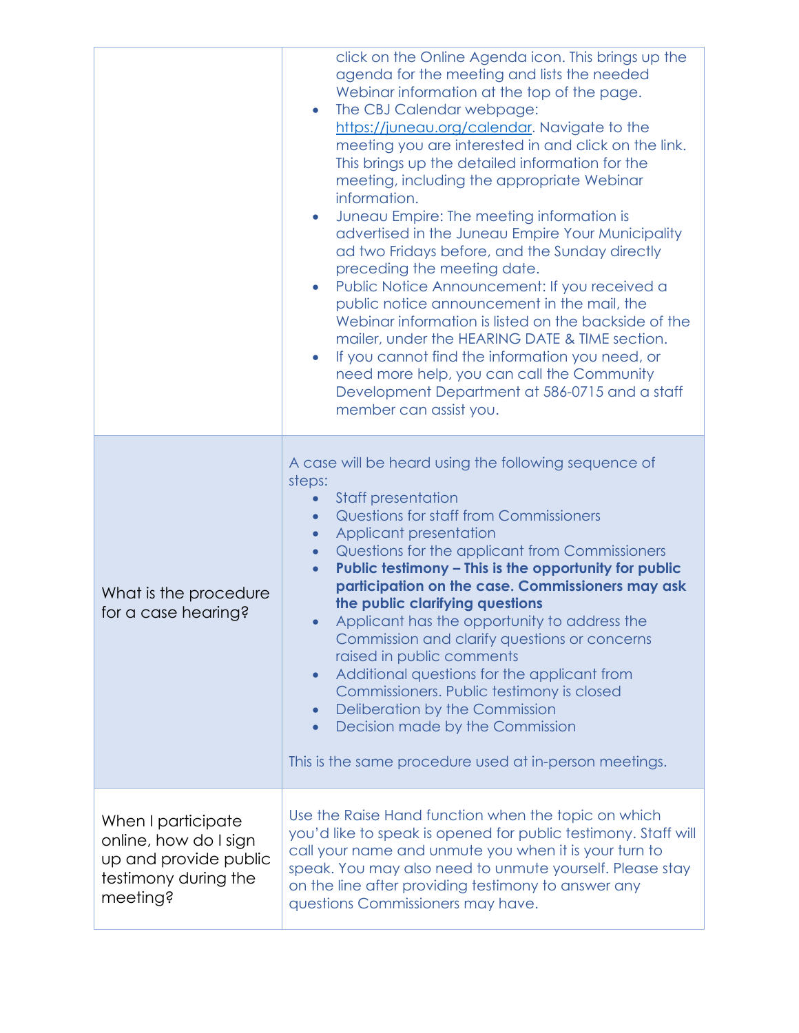| | |
|---|---|
| | click on the Online Agenda icon. This brings up the agenda for the meeting and lists the needed Webinar information at the top of the page.<br>• The CBJ Calendar webpage: https://juneau.org/calendar. Navigate to the meeting you are interested in and click on the link. This brings up the detailed information for the meeting, including the appropriate Webinar information.<br>• Juneau Empire: The meeting information is advertised in the Juneau Empire Your Municipality ad two Fridays before, and the Sunday directly preceding the meeting date.<br>• Public Notice Announcement: If you received a public notice announcement in the mail, the Webinar information is listed on the backside of the mailer, under the HEARING DATE & TIME section.<br>• If you cannot find the information you need, or need more help, you can call the Community Development Department at 586-0715 and a staff member can assist you. |
| What is the procedure for a case hearing? | A case will be heard using the following sequence of steps:<br>• Staff presentation<br>• Questions for staff from Commissioners<br>• Applicant presentation<br>• Questions for the applicant from Commissioners<br>• **Public testimony – This is the opportunity for public participation on the case. Commissioners may ask the public clarifying questions**<br>• Applicant has the opportunity to address the Commission and clarify questions or concerns raised in public comments<br>• Additional questions for the applicant from Commissioners. Public testimony is closed<br>• Deliberation by the Commission<br>• Decision made by the Commission<br><br>This is the same procedure used at in-person meetings. |
| When I participate online, how do I sign up and provide public testimony during the meeting? | Use the Raise Hand function when the topic on which you'd like to speak is opened for public testimony. Staff will call your name and unmute you when it is your turn to speak. You may also need to unmute yourself. Please stay on the line after providing testimony to answer any questions Commissioners may have. |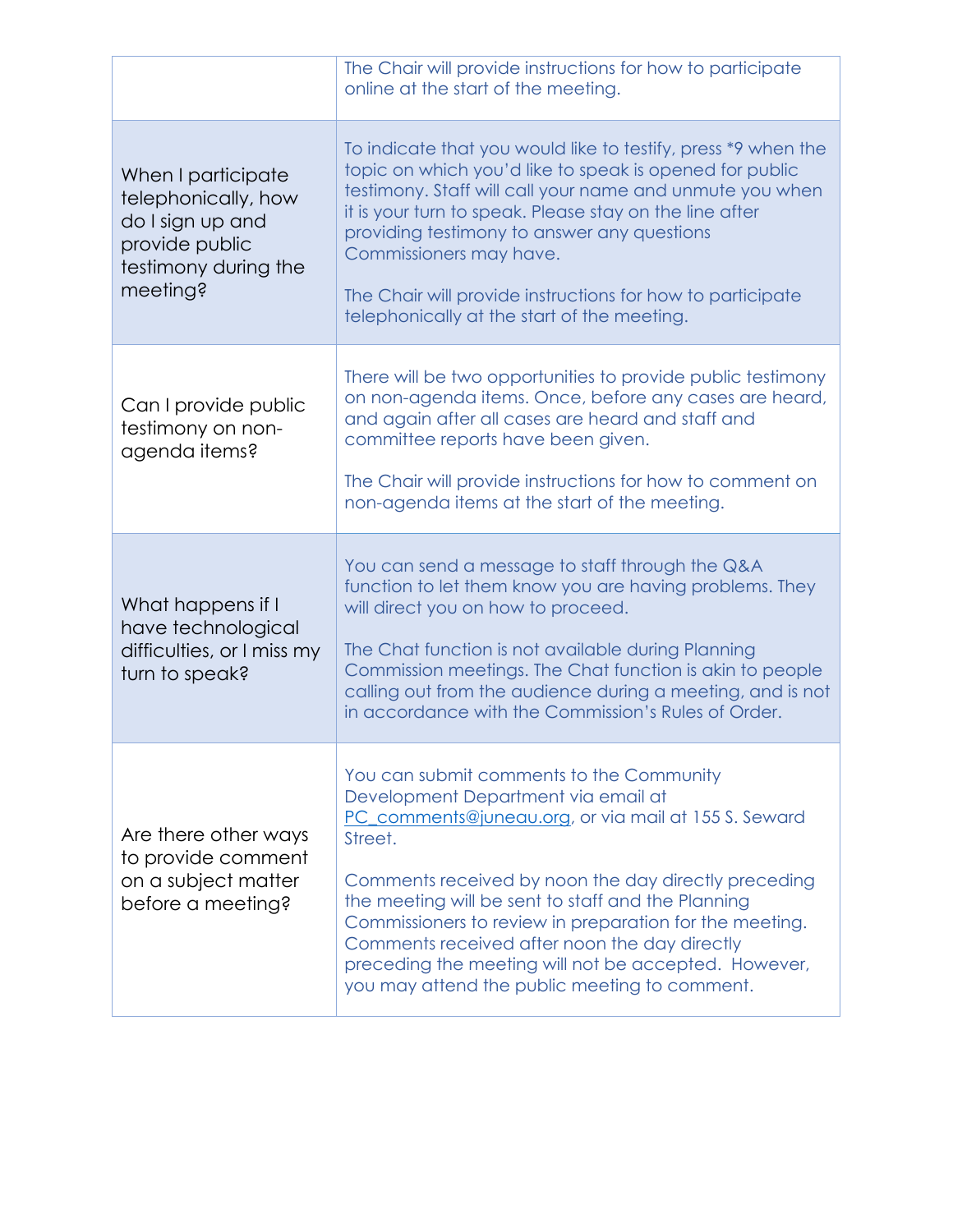| | |
|---|---|
| | The Chair will provide instructions for how to participate online at the start of the meeting. |
| When I participate telephonically, how do I sign up and provide public testimony during the meeting? | To indicate that you would like to testify, press *9 when the topic on which you'd like to speak is opened for public testimony. Staff will call your name and unmute you when it is your turn to speak. Please stay on the line after providing testimony to answer any questions Commissioners may have.<br><br>The Chair will provide instructions for how to participate telephonically at the start of the meeting. |
| Can I provide public testimony on non-agenda items? | There will be two opportunities to provide public testimony on non-agenda items. Once, before any cases are heard, and again after all cases are heard and staff and committee reports have been given.<br><br>The Chair will provide instructions for how to comment on non-agenda items at the start of the meeting. |
| What happens if I have technological difficulties, or I miss my turn to speak? | You can send a message to staff through the Q&A function to let them know you are having problems. They will direct you on how to proceed.<br><br>The Chat function is not available during Planning Commission meetings. The Chat function is akin to people calling out from the audience during a meeting, and is not in accordance with the Commission's Rules of Order. |
| Are there other ways to provide comment on a subject matter before a meeting? | You can submit comments to the Community Development Department via email at PC_comments@juneau.org, or via mail at 155 S. Seward Street.<br><br>Comments received by noon the day directly preceding the meeting will be sent to staff and the Planning Commissioners to review in preparation for the meeting. Comments received after noon the day directly preceding the meeting will not be accepted. However, you may attend the public meeting to comment. |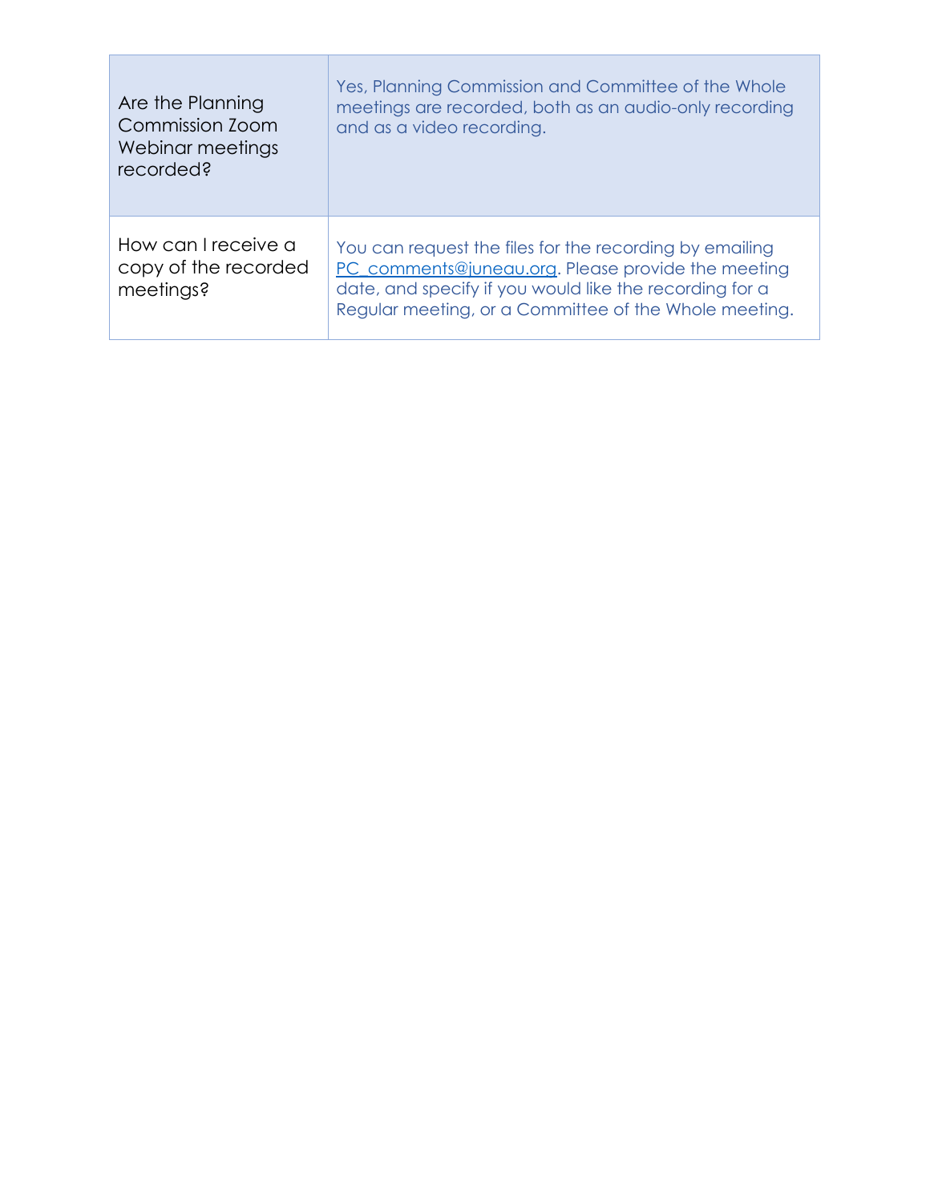| | |
|---|---|
| Are the Planning Commission Zoom Webinar meetings recorded? | Yes, Planning Commission and Committee of the Whole meetings are recorded, both as an audio-only recording and as a video recording. |
| How can I receive a copy of the recorded meetings? | You can request the files for the recording by emailing PC_comments@juneau.org. Please provide the meeting date, and specify if you would like the recording for a Regular meeting, or a Committee of the Whole meeting. |